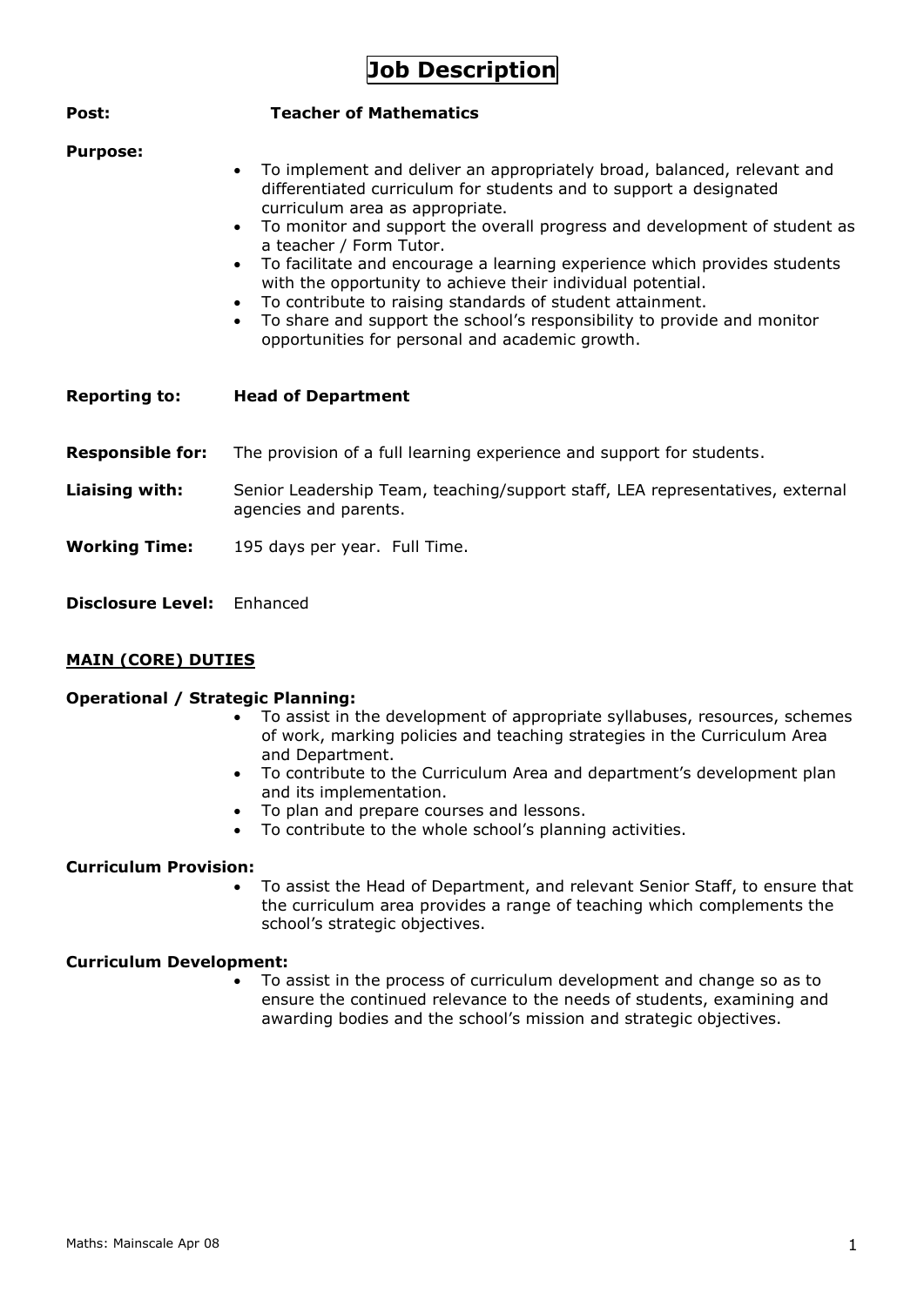# Job Description

**Post:** **Teacher of Mathematics**

**Purpose:**

- To implement and deliver an appropriately broad, balanced, relevant and differentiated curriculum for students and to support a designated curriculum area as appropriate.
- To monitor and support the overall progress and development of student as a teacher / Form Tutor.
- To facilitate and encourage a learning experience which provides students with the opportunity to achieve their individual potential.
- To contribute to raising standards of student attainment.
- To share and support the school's responsibility to provide and monitor opportunities for personal and academic growth.

**Reporting to:** **Head of Department**

**Responsible for:** The provision of a full learning experience and support for students.

**Liaising with:** Senior Leadership Team, teaching/support staff, LEA representatives, external agencies and parents.

**Working Time:** 195 days per year. Full Time.

**Disclosure Level:** Enhanced

## MAIN (CORE) DUTIES

### Operational / Strategic Planning:

- To assist in the development of appropriate syllabuses, resources, schemes of work, marking policies and teaching strategies in the Curriculum Area and Department.
- To contribute to the Curriculum Area and department's development plan and its implementation.
- To plan and prepare courses and lessons.
- To contribute to the whole school's planning activities.

### Curriculum Provision:

- To assist the Head of Department, and relevant Senior Staff, to ensure that the curriculum area provides a range of teaching which complements the school's strategic objectives.

### Curriculum Development:

- To assist in the process of curriculum development and change so as to ensure the continued relevance to the needs of students, examining and awarding bodies and the school's mission and strategic objectives.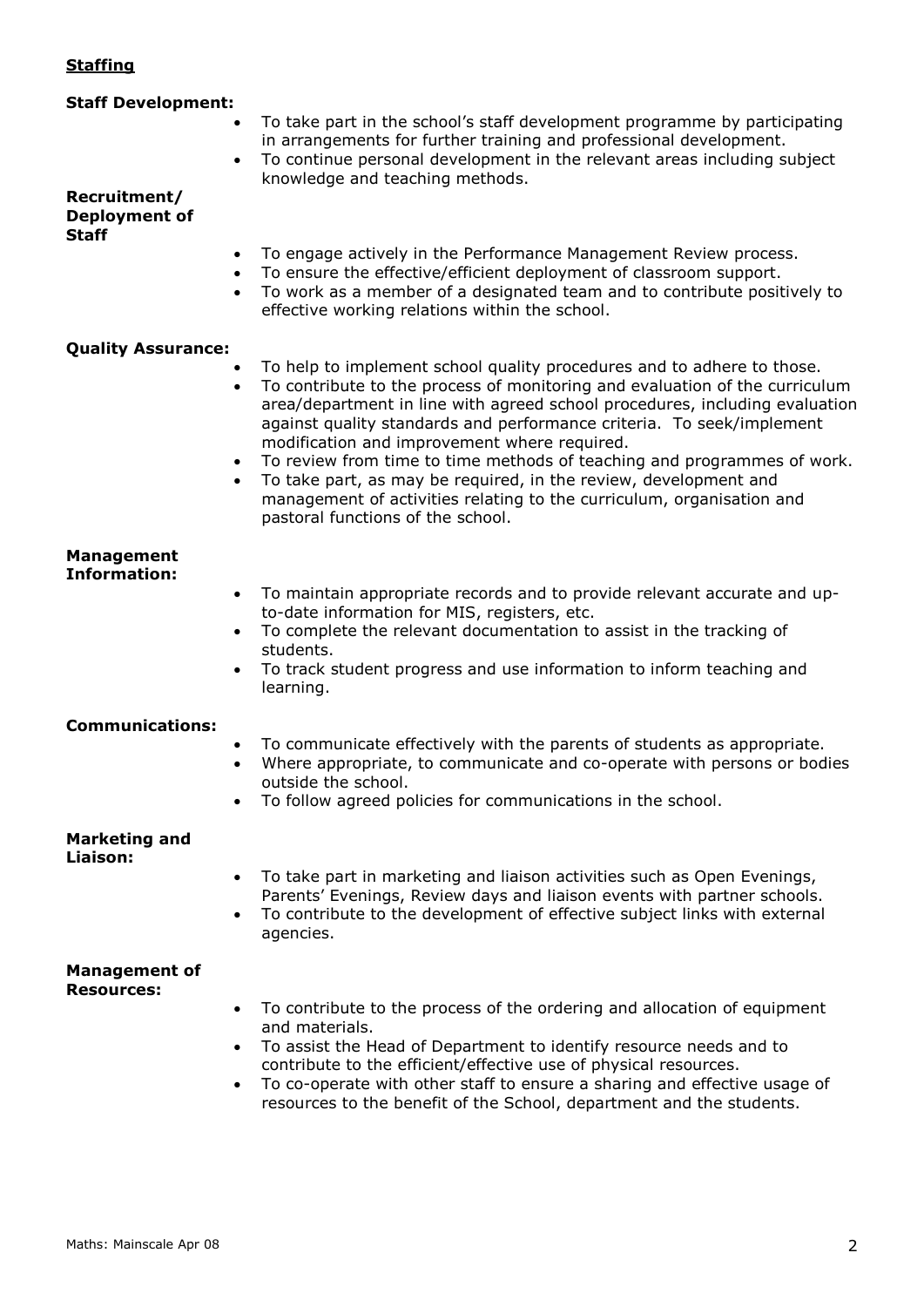## **Staffing**

**Staff Development:**

- To take part in the school's staff development programme by participating in arrangements for further training and professional development.
- To continue personal development in the relevant areas including subject knowledge and teaching methods.

**Recruitment/ Deployment of Staff**

- To engage actively in the Performance Management Review process.
- To ensure the effective/efficient deployment of classroom support.
- To work as a member of a designated team and to contribute positively to effective working relations within the school.

**Quality Assurance:**

- To help to implement school quality procedures and to adhere to those.
- To contribute to the process of monitoring and evaluation of the curriculum area/department in line with agreed school procedures, including evaluation against quality standards and performance criteria. To seek/implement modification and improvement where required.
- To review from time to time methods of teaching and programmes of work.
- To take part, as may be required, in the review, development and management of activities relating to the curriculum, organisation and pastoral functions of the school.

**Management Information:**

- To maintain appropriate records and to provide relevant accurate and up-to-date information for MIS, registers, etc.
- To complete the relevant documentation to assist in the tracking of students.
- To track student progress and use information to inform teaching and learning.

**Communications:**

- To communicate effectively with the parents of students as appropriate.
- Where appropriate, to communicate and co-operate with persons or bodies outside the school.
- To follow agreed policies for communications in the school.

**Marketing and Liaison:**

- To take part in marketing and liaison activities such as Open Evenings, Parents' Evenings, Review days and liaison events with partner schools.
- To contribute to the development of effective subject links with external agencies.

**Management of Resources:**

- To contribute to the process of the ordering and allocation of equipment and materials.
- To assist the Head of Department to identify resource needs and to contribute to the efficient/effective use of physical resources.
- To co-operate with other staff to ensure a sharing and effective usage of resources to the benefit of the School, department and the students.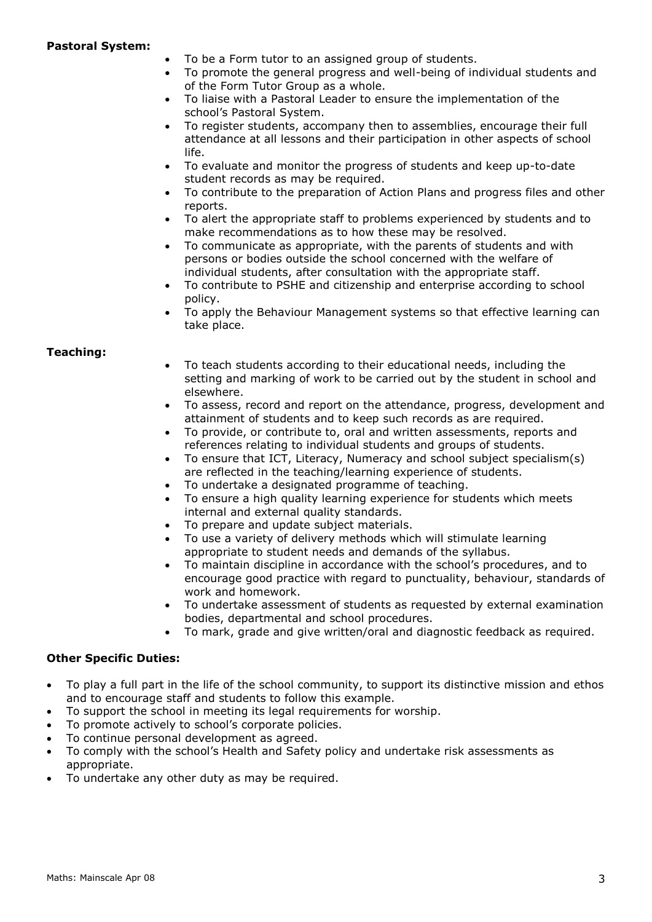**Pastoral System:**

- To be a Form tutor to an assigned group of students.
- To promote the general progress and well-being of individual students and of the Form Tutor Group as a whole.
- To liaise with a Pastoral Leader to ensure the implementation of the school's Pastoral System.
- To register students, accompany then to assemblies, encourage their full attendance at all lessons and their participation in other aspects of school life.
- To evaluate and monitor the progress of students and keep up-to-date student records as may be required.
- To contribute to the preparation of Action Plans and progress files and other reports.
- To alert the appropriate staff to problems experienced by students and to make recommendations as to how these may be resolved.
- To communicate as appropriate, with the parents of students and with persons or bodies outside the school concerned with the welfare of individual students, after consultation with the appropriate staff.
- To contribute to PSHE and citizenship and enterprise according to school policy.
- To apply the Behaviour Management systems so that effective learning can take place.

**Teaching:**

- To teach students according to their educational needs, including the setting and marking of work to be carried out by the student in school and elsewhere.
- To assess, record and report on the attendance, progress, development and attainment of students and to keep such records as are required.
- To provide, or contribute to, oral and written assessments, reports and references relating to individual students and groups of students.
- To ensure that ICT, Literacy, Numeracy and school subject specialism(s) are reflected in the teaching/learning experience of students.
- To undertake a designated programme of teaching.
- To ensure a high quality learning experience for students which meets internal and external quality standards.
- To prepare and update subject materials.
- To use a variety of delivery methods which will stimulate learning appropriate to student needs and demands of the syllabus.
- To maintain discipline in accordance with the school's procedures, and to encourage good practice with regard to punctuality, behaviour, standards of work and homework.
- To undertake assessment of students as requested by external examination bodies, departmental and school procedures.
- To mark, grade and give written/oral and diagnostic feedback as required.

**Other Specific Duties:**

- To play a full part in the life of the school community, to support its distinctive mission and ethos and to encourage staff and students to follow this example.
- To support the school in meeting its legal requirements for worship.
- To promote actively to school's corporate policies.
- To continue personal development as agreed.
- To comply with the school's Health and Safety policy and undertake risk assessments as appropriate.
- To undertake any other duty as may be required.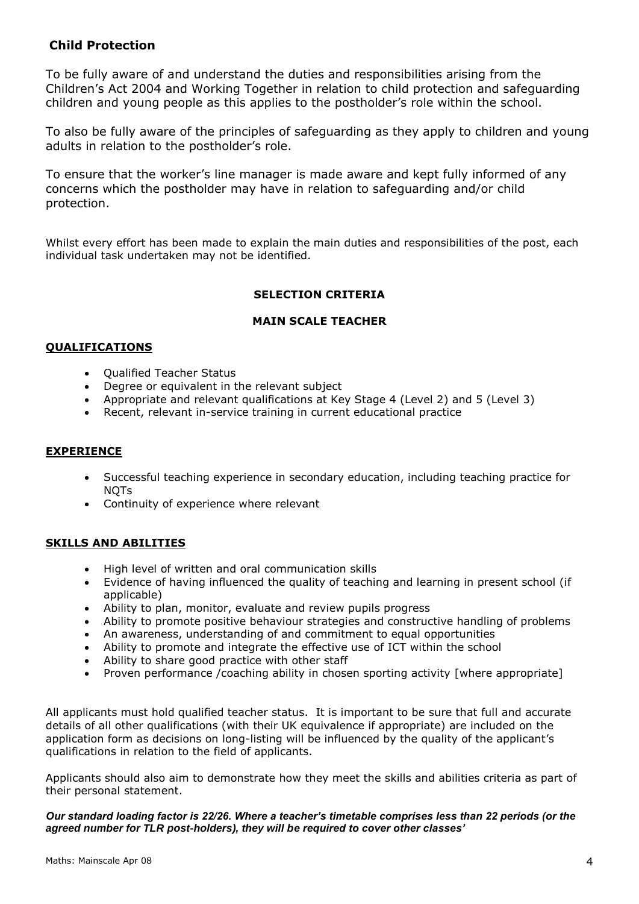## Child Protection

To be fully aware of and understand the duties and responsibilities arising from the Children's Act 2004 and Working Together in relation to child protection and safeguarding children and young people as this applies to the postholder's role within the school.

To also be fully aware of the principles of safeguarding as they apply to children and young adults in relation to the postholder's role.

To ensure that the worker's line manager is made aware and kept fully informed of any concerns which the postholder may have in relation to safeguarding and/or child protection.

Whilst every effort has been made to explain the main duties and responsibilities of the post, each individual task undertaken may not be identified.

# SELECTION CRITERIA

## MAIN SCALE TEACHER

### QUALIFICATIONS

- Qualified Teacher Status
- Degree or equivalent in the relevant subject
- Appropriate and relevant qualifications at Key Stage 4 (Level 2) and 5 (Level 3)
- Recent, relevant in-service training in current educational practice

### EXPERIENCE

- Successful teaching experience in secondary education, including teaching practice for NQTs
- Continuity of experience where relevant

### SKILLS AND ABILITIES

- High level of written and oral communication skills
- Evidence of having influenced the quality of teaching and learning in present school (if applicable)
- Ability to plan, monitor, evaluate and review pupils progress
- Ability to promote positive behaviour strategies and constructive handling of problems
- An awareness, understanding of and commitment to equal opportunities
- Ability to promote and integrate the effective use of ICT within the school
- Ability to share good practice with other staff
- Proven performance /coaching ability in chosen sporting activity [where appropriate]

All applicants must hold qualified teacher status. It is important to be sure that full and accurate details of all other qualifications (with their UK equivalence if appropriate) are included on the application form as decisions on long-listing will be influenced by the quality of the applicant's qualifications in relation to the field of applicants.

Applicants should also aim to demonstrate how they meet the skills and abilities criteria as part of their personal statement.

***Our standard loading factor is 22/26. Where a teacher's timetable comprises less than 22 periods (or the agreed number for TLR post-holders), they will be required to cover other classes'***